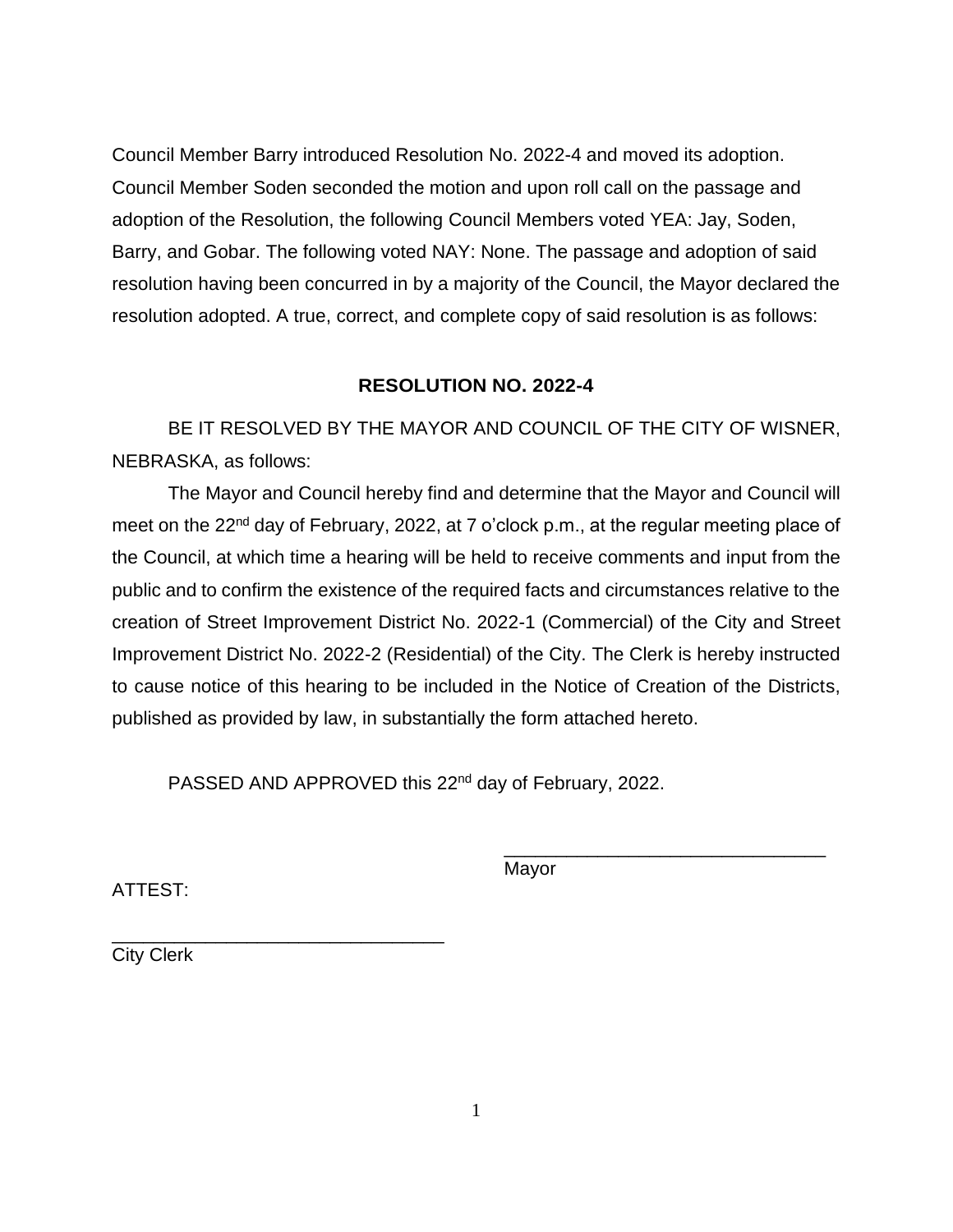Council Member Barry introduced Resolution No. 2022-4 and moved its adoption. Council Member Soden seconded the motion and upon roll call on the passage and adoption of the Resolution, the following Council Members voted YEA: Jay, Soden, Barry, and Gobar. The following voted NAY: None. The passage and adoption of said resolution having been concurred in by a majority of the Council, the Mayor declared the resolution adopted. A true, correct, and complete copy of said resolution is as follows:

## RESOLUTION NO. 2022-4

BE IT RESOLVED BY THE MAYOR AND COUNCIL OF THE CITY OF WISNER, NEBRASKA, as follows:

The Mayor and Council hereby find and determine that the Mayor and Council will meet on the 22nd day of February, 2022, at 7 o'clock p.m., at the regular meeting place of the Council, at which time a hearing will be held to receive comments and input from the public and to confirm the existence of the required facts and circumstances relative to the creation of Street Improvement District No. 2022-1 (Commercial) of the City and Street Improvement District No. 2022-2 (Residential) of the City. The Clerk is hereby instructed to cause notice of this hearing to be included in the Notice of Creation of the Districts, published as provided by law, in substantially the form attached hereto.

PASSED AND APPROVED this 22nd day of February, 2022.

\_\_\_\_\_\_\_\_\_\_\_\_\_\_\_\_\_\_\_\_\_\_\_\_\_\_\_\_\_\_\_\_
Mayor

ATTEST:

\_\_\_\_\_\_\_\_\_\_\_\_\_\_\_\_\_\_\_\_\_\_\_\_\_\_\_\_\_\_\_\_
City Clerk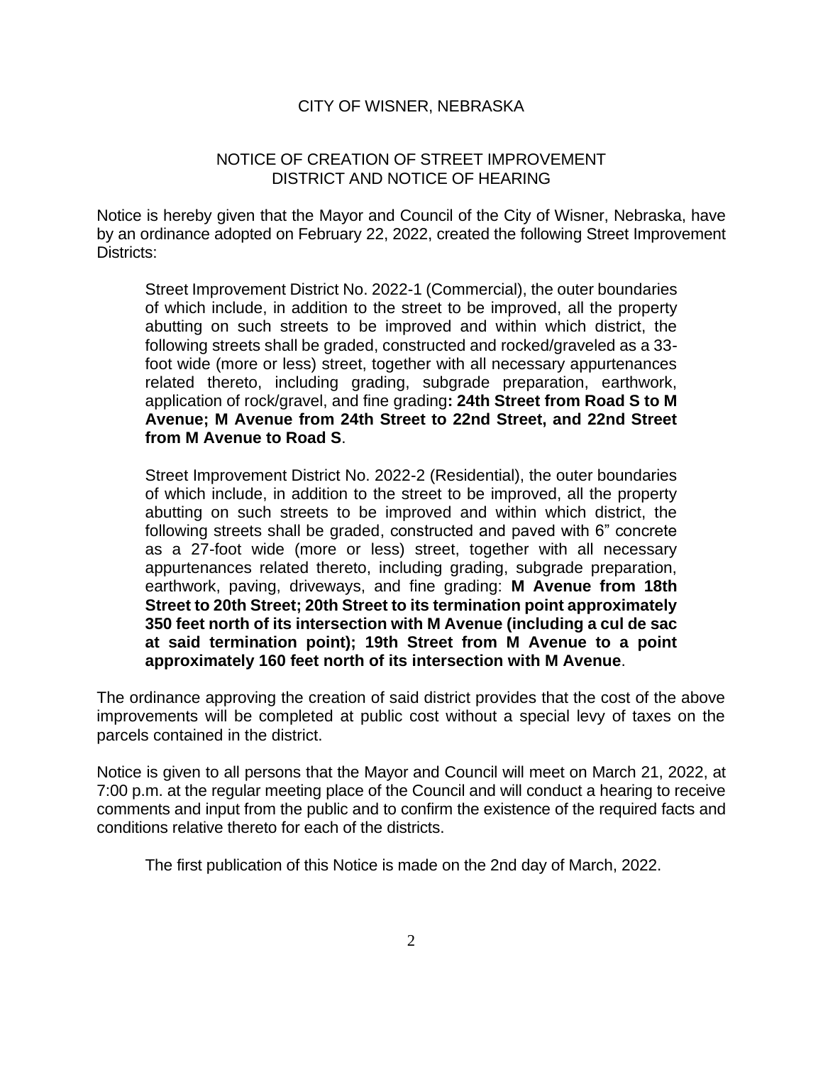CITY OF WISNER, NEBRASKA

NOTICE OF CREATION OF STREET IMPROVEMENT DISTRICT AND NOTICE OF HEARING

Notice is hereby given that the Mayor and Council of the City of Wisner, Nebraska, have by an ordinance adopted on February 22, 2022, created the following Street Improvement Districts:

> Street Improvement District No. 2022-1 (Commercial), the outer boundaries of which include, in addition to the street to be improved, all the property abutting on such streets to be improved and within which district, the following streets shall be graded, constructed and rocked/graveled as a 33-foot wide (more or less) street, together with all necessary appurtenances related thereto, including grading, subgrade preparation, earthwork, application of rock/gravel, and fine grading**: 24th Street from Road S to M Avenue; M Avenue from 24th Street to 22nd Street, and 22nd Street from M Avenue to Road S**.
>
> Street Improvement District No. 2022-2 (Residential), the outer boundaries of which include, in addition to the street to be improved, all the property abutting on such streets to be improved and within which district, the following streets shall be graded, constructed and paved with 6" concrete as a 27-foot wide (more or less) street, together with all necessary appurtenances related thereto, including grading, subgrade preparation, earthwork, paving, driveways, and fine grading: **M Avenue from 18th Street to 20th Street; 20th Street to its termination point approximately 350 feet north of its intersection with M Avenue (including a cul de sac at said termination point); 19th Street from M Avenue to a point approximately 160 feet north of its intersection with M Avenue**.

The ordinance approving the creation of said district provides that the cost of the above improvements will be completed at public cost without a special levy of taxes on the parcels contained in the district.

Notice is given to all persons that the Mayor and Council will meet on March 21, 2022, at 7:00 p.m. at the regular meeting place of the Council and will conduct a hearing to receive comments and input from the public and to confirm the existence of the required facts and conditions relative thereto for each of the districts.

The first publication of this Notice is made on the 2nd day of March, 2022.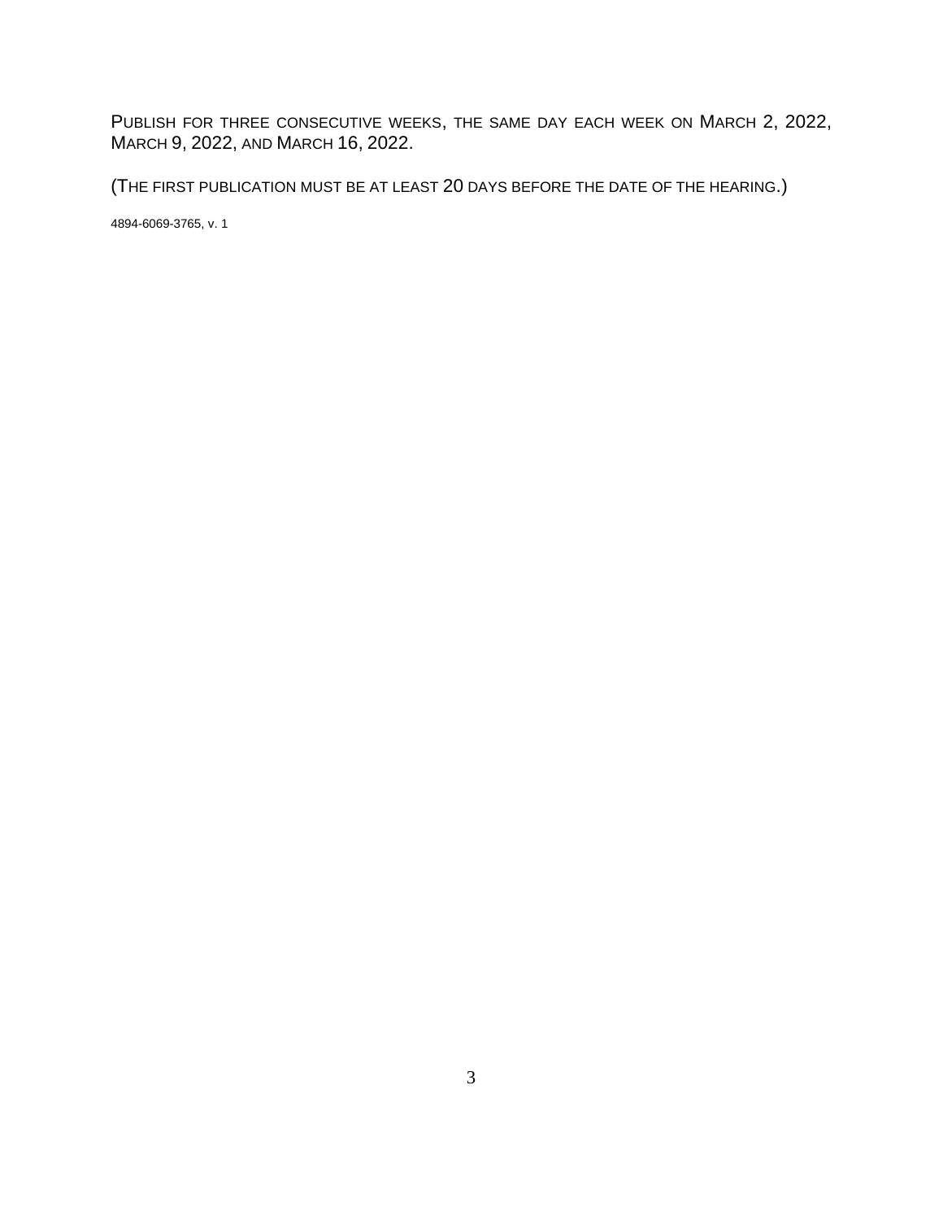PUBLISH FOR THREE CONSECUTIVE WEEKS, THE SAME DAY EACH WEEK ON MARCH 2, 2022, MARCH 9, 2022, AND MARCH 16, 2022.

(THE FIRST PUBLICATION MUST BE AT LEAST 20 DAYS BEFORE THE DATE OF THE HEARING.)

4894-6069-3765, v. 1